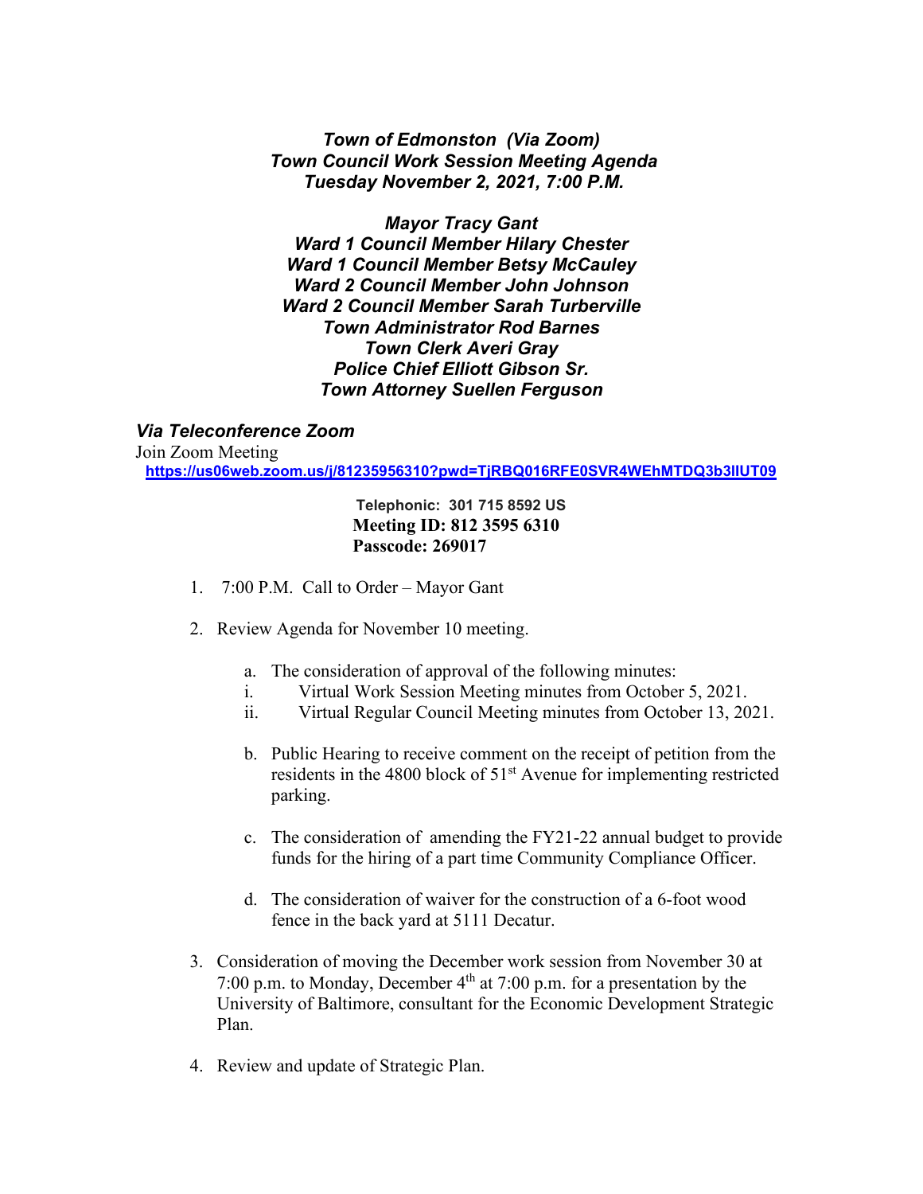***Town of Edmonston (Via Zoom)***
***Town Council Work Session Meeting Agenda***
***Tuesday November 2, 2021, 7:00 P.M.***

***Mayor Tracy Gant***
***Ward 1 Council Member Hilary Chester***
***Ward 1 Council Member Betsy McCauley***
***Ward 2 Council Member John Johnson***
***Ward 2 Council Member Sarah Turberville***
***Town Administrator Rod Barnes***
***Town Clerk Averi Gray***
***Police Chief Elliott Gibson Sr.***
***Town Attorney Suellen Ferguson***

***Via Teleconference Zoom***

Join Zoom Meeting
**https://us06web.zoom.us/j/81235956310?pwd=TjRBQ016RFE0SVR4WEhMTDQ3b3lIUT09**

**Telephonic: 301 715 8592 US**
**Meeting ID: 812 3595 6310**
**Passcode: 269017**

1. 7:00 P.M. Call to Order – Mayor Gant

2. Review Agenda for November 10 meeting.

   a. The consideration of approval of the following minutes:
   i. Virtual Work Session Meeting minutes from October 5, 2021.
   ii. Virtual Regular Council Meeting minutes from October 13, 2021.

   b. Public Hearing to receive comment on the receipt of petition from the residents in the 4800 block of 51st Avenue for implementing restricted parking.

   c. The consideration of amending the FY21-22 annual budget to provide funds for the hiring of a part time Community Compliance Officer.

   d. The consideration of waiver for the construction of a 6-foot wood fence in the back yard at 5111 Decatur.

3. Consideration of moving the December work session from November 30 at 7:00 p.m. to Monday, December 4th at 7:00 p.m. for a presentation by the University of Baltimore, consultant for the Economic Development Strategic Plan.

4. Review and update of Strategic Plan.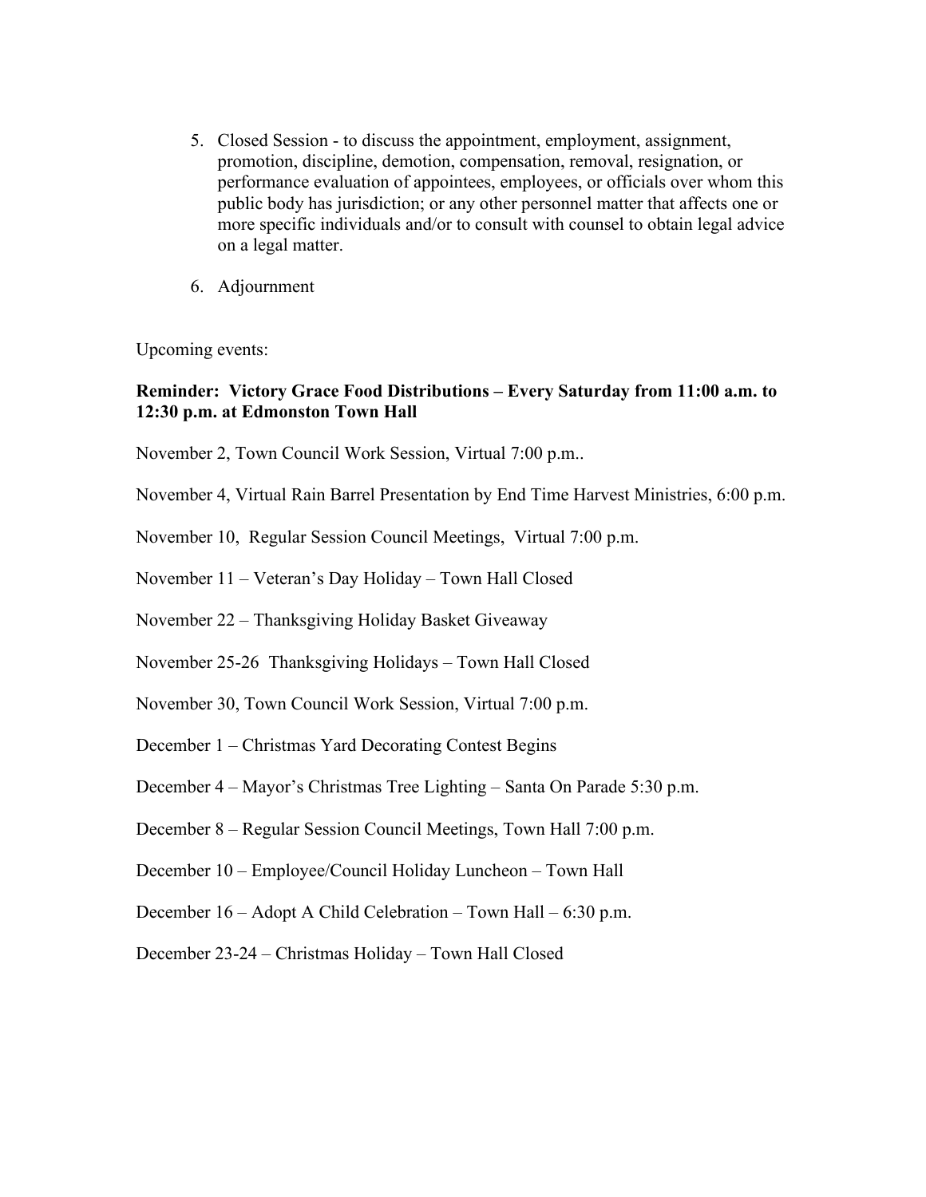5. Closed Session - to discuss the appointment, employment, assignment, promotion, discipline, demotion, compensation, removal, resignation, or performance evaluation of appointees, employees, or officials over whom this public body has jurisdiction; or any other personnel matter that affects one or more specific individuals and/or to consult with counsel to obtain legal advice on a legal matter.

6. Adjournment

Upcoming events:

**Reminder: Victory Grace Food Distributions – Every Saturday from 11:00 a.m. to 12:30 p.m. at Edmonston Town Hall**

November 2, Town Council Work Session, Virtual 7:00 p.m..

November 4, Virtual Rain Barrel Presentation by End Time Harvest Ministries, 6:00 p.m.

November 10, Regular Session Council Meetings, Virtual 7:00 p.m.

November 11 – Veteran's Day Holiday – Town Hall Closed

November 22 – Thanksgiving Holiday Basket Giveaway

November 25-26 Thanksgiving Holidays – Town Hall Closed

November 30, Town Council Work Session, Virtual 7:00 p.m.

December 1 – Christmas Yard Decorating Contest Begins

December 4 – Mayor's Christmas Tree Lighting – Santa On Parade 5:30 p.m.

December 8 – Regular Session Council Meetings, Town Hall 7:00 p.m.

December 10 – Employee/Council Holiday Luncheon – Town Hall

December 16 – Adopt A Child Celebration – Town Hall – 6:30 p.m.

December 23-24 – Christmas Holiday – Town Hall Closed